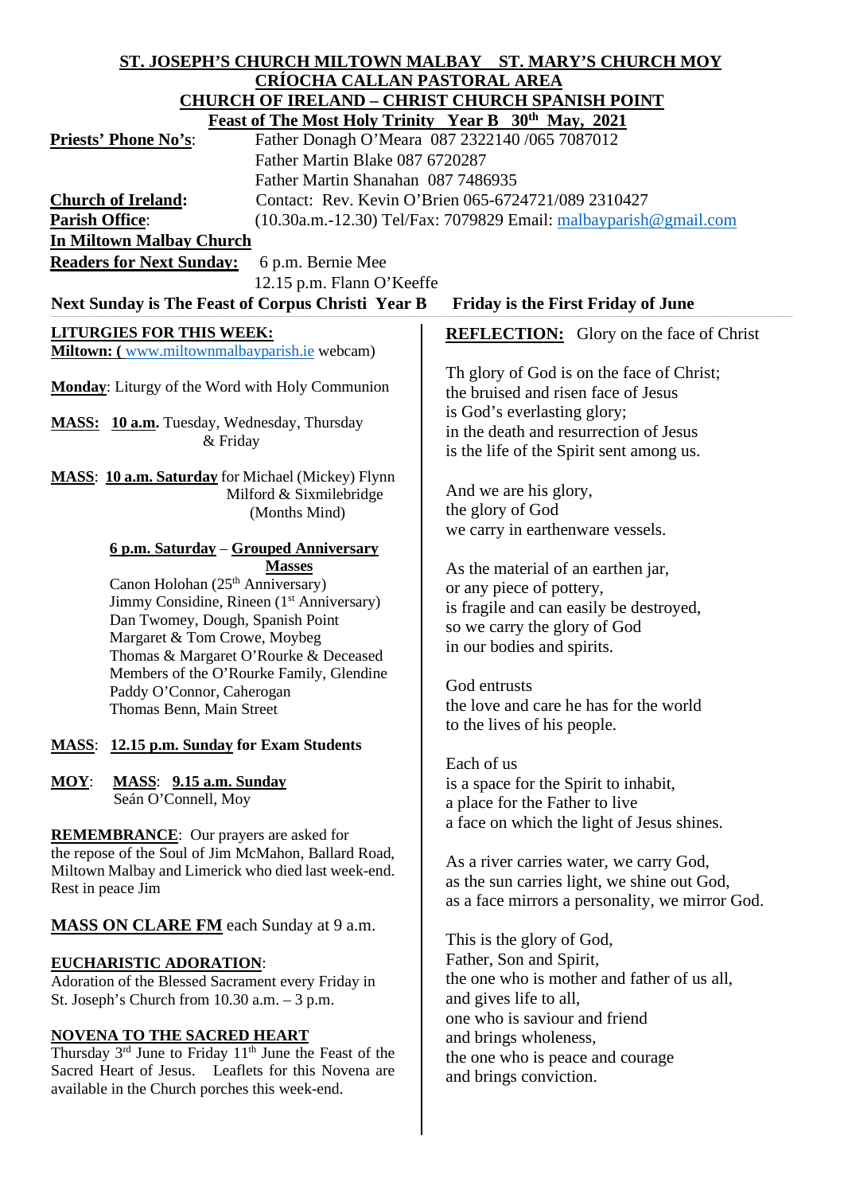**ST. JOSEPH'S CHURCH MILTOWN MALBAY ST. MARY'S CHURCH MOY**
**CRÍOCHA CALLAN PASTORAL AREA**
**CHURCH OF IRELAND – CHRIST CHURCH SPANISH POINT**
**Feast of The Most Holy Trinity Year B 30th May, 2021**

**Priests' Phone No's**: Father Donagh O'Meara 087 2322140 /065 7087012
Father Martin Blake 087 6720287
Father Martin Shanahan 087 7486935

**Church of Ireland:** Contact: Rev. Kevin O'Brien 065-6724721/089 2310427

**Parish Office**: (10.30a.m.-12.30) Tel/Fax: 7079829 Email: malbayparish@gmail.com

**In Miltown Malbay Church**

**Readers for Next Sunday:** 6 p.m. Bernie Mee
12.15 p.m. Flann O'Keeffe

**Next Sunday is The Feast of Corpus Christi Year B** **Friday is the First Friday of June**

**LITURGIES FOR THIS WEEK:**
**Miltown: (** www.miltownmalbayparish.ie webcam)

**Monday**: Liturgy of the Word with Holy Communion

**MASS: 10 a.m.** Tuesday, Wednesday, Thursday & Friday

**MASS**: **10 a.m. Saturday** for Michael (Mickey) Flynn Milford & Sixmilebridge (Months Mind)

**6 p.m. Saturday** – **Grouped Anniversary Masses**
Canon Holohan (25th Anniversary)
Jimmy Considine, Rineen (1st Anniversary)
Dan Twomey, Dough, Spanish Point
Margaret & Tom Crowe, Moybeg
Thomas & Margaret O'Rourke & Deceased Members of the O'Rourke Family, Glendine
Paddy O'Connor, Caherogan
Thomas Benn, Main Street

**MASS**: **12.15 p.m. Sunday for Exam Students**

**MOY**: **MASS**: **9.15 a.m. Sunday**
Seán O'Connell, Moy

**REMEMBRANCE**: Our prayers are asked for the repose of the Soul of Jim McMahon, Ballard Road, Miltown Malbay and Limerick who died last week-end. Rest in peace Jim

**MASS ON CLARE FM** each Sunday at 9 a.m.

**EUCHARISTIC ADORATION**:
Adoration of the Blessed Sacrament every Friday in St. Joseph's Church from 10.30 a.m. – 3 p.m.

**NOVENA TO THE SACRED HEART**
Thursday 3rd June to Friday 11th June the Feast of the Sacred Heart of Jesus. Leaflets for this Novena are available in the Church porches this week-end.

**REFLECTION:** Glory on the face of Christ

Th glory of God is on the face of Christ;
the bruised and risen face of Jesus
is God's everlasting glory;
in the death and resurrection of Jesus
is the life of the Spirit sent among us.

And we are his glory,
the glory of God
we carry in earthenware vessels.

As the material of an earthen jar,
or any piece of pottery,
is fragile and can easily be destroyed,
so we carry the glory of God
in our bodies and spirits.

God entrusts
the love and care he has for the world
to the lives of his people.

Each of us
is a space for the Spirit to inhabit,
a place for the Father to live
a face on which the light of Jesus shines.

As a river carries water, we carry God,
as the sun carries light, we shine out God,
as a face mirrors a personality, we mirror God.

This is the glory of God,
Father, Son and Spirit,
the one who is mother and father of us all,
and gives life to all,
one who is saviour and friend
and brings wholeness,
the one who is peace and courage
and brings conviction.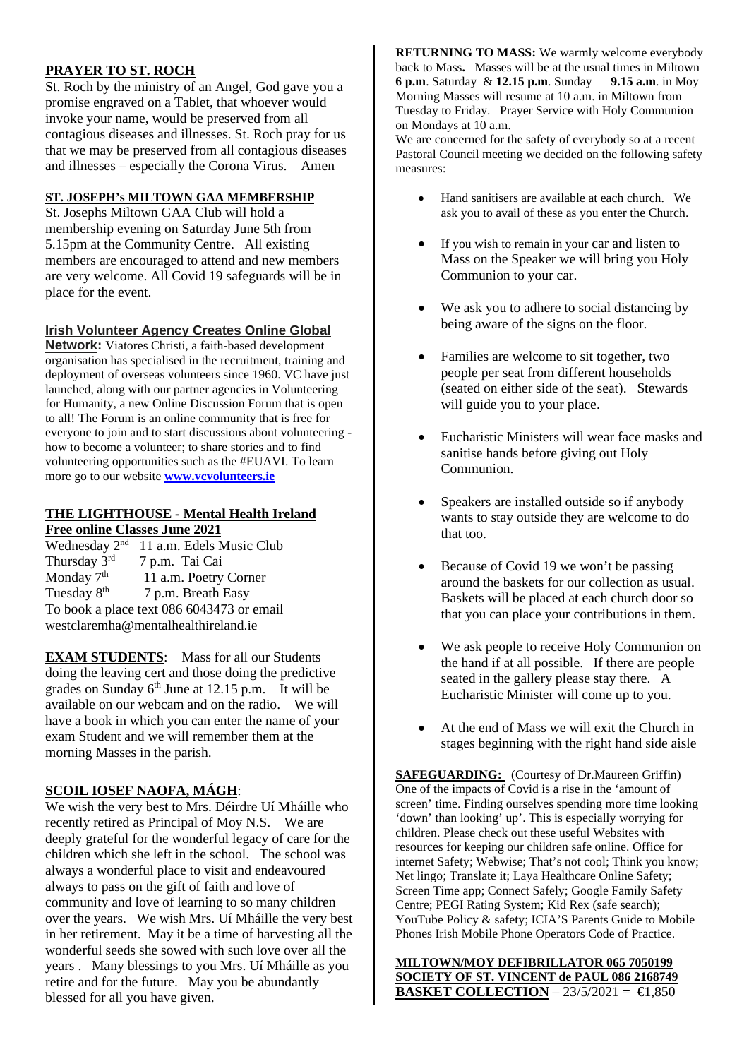## PRAYER TO ST. ROCH

St. Roch by the ministry of an Angel, God gave you a promise engraved on a Tablet, that whoever would invoke your name, would be preserved from all contagious diseases and illnesses. St. Roch pray for us that we may be preserved from all contagious diseases and illnesses – especially the Corona Virus. Amen

### ST. JOSEPH's MILTOWN GAA MEMBERSHIP

St. Josephs Miltown GAA Club will hold a membership evening on Saturday June 5th from 5.15pm at the Community Centre. All existing members are encouraged to attend and new members are very welcome. All Covid 19 safeguards will be in place for the event.

**Irish Volunteer Agency Creates Online Global Network:** Viatores Christi, a faith-based development organisation has specialised in the recruitment, training and deployment of overseas volunteers since 1960. VC have just launched, along with our partner agencies in Volunteering for Humanity, a new Online Discussion Forum that is open to all! The Forum is an online community that is free for everyone to join and to start discussions about volunteering - how to become a volunteer; to share stories and to find volunteering opportunities such as the #EUAVI. To learn more go to our website **www.vcvolunteers.ie**

### THE LIGHTHOUSE - Mental Health Ireland Free online Classes June 2021

| | |
|---|---|
| Wednesday 2nd | 11 a.m. Edels Music Club |
| Thursday 3rd | 7 p.m. Tai Cai |
| Monday 7th | 11 a.m. Poetry Corner |
| Tuesday 8th | 7 p.m. Breath Easy |

To book a place text 086 6043473 or email westclaremha@mentalhealthireland.ie

**EXAM STUDENTS**: Mass for all our Students doing the leaving cert and those doing the predictive grades on Sunday 6th June at 12.15 p.m. It will be available on our webcam and on the radio. We will have a book in which you can enter the name of your exam Student and we will remember them at the morning Masses in the parish.

## SCOIL IOSEF NAOFA, MÁGH:

We wish the very best to Mrs. Déirdre Uí Mháille who recently retired as Principal of Moy N.S. We are deeply grateful for the wonderful legacy of care for the children which she left in the school. The school was always a wonderful place to visit and endeavoured always to pass on the gift of faith and love of community and love of learning to so many children over the years. We wish Mrs. Uí Mháille the very best in her retirement. May it be a time of harvesting all the wonderful seeds she sowed with such love over all the years . Many blessings to you Mrs. Uí Mháille as you retire and for the future. May you be abundantly blessed for all you have given.

**RETURNING TO MASS:** We warmly welcome everybody back to Mass**.** Masses will be at the usual times in Miltown **6 p.m**. Saturday & **12.15 p.m**. Sunday **9.15 a.m**. in Moy Morning Masses will resume at 10 a.m. in Miltown from Tuesday to Friday. Prayer Service with Holy Communion on Mondays at 10 a.m.

We are concerned for the safety of everybody so at a recent Pastoral Council meeting we decided on the following safety measures:

- Hand sanitisers are available at each church. We ask you to avail of these as you enter the Church.
- If you wish to remain in your car and listen to Mass on the Speaker we will bring you Holy Communion to your car.
- We ask you to adhere to social distancing by being aware of the signs on the floor.
- Families are welcome to sit together, two people per seat from different households (seated on either side of the seat). Stewards will guide you to your place.
- Eucharistic Ministers will wear face masks and sanitise hands before giving out Holy Communion.
- Speakers are installed outside so if anybody wants to stay outside they are welcome to do that too.
- Because of Covid 19 we won't be passing around the baskets for our collection as usual. Baskets will be placed at each church door so that you can place your contributions in them.
- We ask people to receive Holy Communion on the hand if at all possible. If there are people seated in the gallery please stay there. A Eucharistic Minister will come up to you.
- At the end of Mass we will exit the Church in stages beginning with the right hand side aisle

**SAFEGUARDING:** (Courtesy of Dr.Maureen Griffin) One of the impacts of Covid is a rise in the 'amount of screen' time. Finding ourselves spending more time looking 'down' than looking' up'. This is especially worrying for children. Please check out these useful Websites with resources for keeping our children safe online. Office for internet Safety; Webwise; That's not cool; Think you know; Net lingo; Translate it; Laya Healthcare Online Safety; Screen Time app; Connect Safely; Google Family Safety Centre; PEGI Rating System; Kid Rex (safe search); YouTube Policy & safety; ICIA'S Parents Guide to Mobile Phones Irish Mobile Phone Operators Code of Practice.

**MILTOWN/MOY DEFIBRILLATOR 065 7050199**
**SOCIETY OF ST. VINCENT de PAUL 086 2168749**
**BASKET COLLECTION** – 23/5/2021 = €1,850